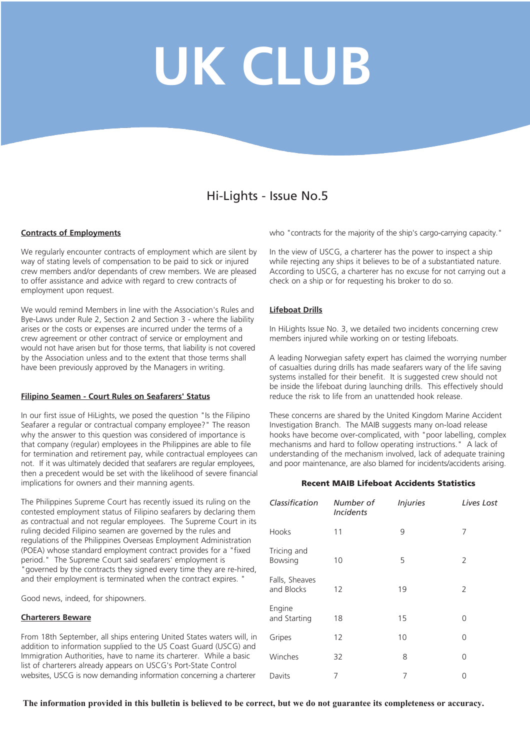# UK CLUB

## Hi-Lights - Issue No.5

### Contracts of Employments

We regularly encounter contracts of employment which are silent by way of stating levels of compensation to be paid to sick or injured crew members and/or dependants of crew members. We are pleased to offer assistance and advice with regard to crew contracts of employment upon request.

We would remind Members in line with the Association's Rules and Bye-Laws under Rule 2, Section 2 and Section 3 - where the liability arises or the costs or expenses are incurred under the terms of a crew agreement or other contract of service or employment and would not have arisen but for those terms, that liability is not covered by the Association unless and to the extent that those terms shall have been previously approved by the Managers in writing.

### Filipino Seamen - Court Rules on Seafarers' Status

In our first issue of HiLights, we posed the question "Is the Filipino Seafarer a regular or contractual company employee?" The reason why the answer to this question was considered of importance is that company (regular) employees in the Philippines are able to file for termination and retirement pay, while contractual employees can not. If it was ultimately decided that seafarers are regular employees, then a precedent would be set with the likelihood of severe financial implications for owners and their manning agents.

The Philippines Supreme Court has recently issued its ruling on the contested employment status of Filipino seafarers by declaring them as contractual and not regular employees. The Supreme Court in its ruling decided Filipino seamen are governed by the rules and regulations of the Philippines Overseas Employment Administration (POEA) whose standard employment contract provides for a "fixed period." The Supreme Court said seafarers' employment is "governed by the contracts they signed every time they are re-hired, and their employment is terminated when the contract expires. "

Good news, indeed, for shipowners.

### Charterers Beware

From 18th September, all ships entering United States waters will, in addition to information supplied to the US Coast Guard (USCG) and Immigration Authorities, have to name its charterer. While a basic list of charterers already appears on USCG's Port-State Control websites, USCG is now demanding information concerning a charterer who "contracts for the majority of the ship's cargo-carrying capacity."

In the view of USCG, a charterer has the power to inspect a ship while rejecting any ships it believes to be of a substantiated nature. According to USCG, a charterer has no excuse for not carrying out a check on a ship or for requesting his broker to do so.

### Lifeboat Drills

In HiLights Issue No. 3, we detailed two incidents concerning crew members injured while working on or testing lifeboats.

A leading Norwegian safety expert has claimed the worrying number of casualties during drills has made seafarers wary of the life saving systems installed for their benefit. It is suggested crew should not be inside the lifeboat during launching drills. This effectively should reduce the risk to life from an unattended hook release.

These concerns are shared by the United Kingdom Marine Accident Investigation Branch. The MAIB suggests many on-load release hooks have become over-complicated, with "poor labelling, complex mechanisms and hard to follow operating instructions." A lack of understanding of the mechanism involved, lack of adequate training and poor maintenance, are also blamed for incidents/accidents arising.

**Recent MAIB Lifeboat Accidents Statistics**

| *Classification* | *Number of Incidents* | *Injuries* | *Lives Lost* |
|---|---|---|---|
| Hooks | 11 | 9 | 7 |
| Tricing and Bowsing | 10 | 5 | 2 |
| Falls, Sheaves and Blocks | 12 | 19 | 2 |
| Engine and Starting | 18 | 15 | 0 |
| Gripes | 12 | 10 | 0 |
| Winches | 32 | 8 | 0 |
| Davits | 7 | 7 | 0 |

**The information provided in this bulletin is believed to be correct, but we do not guarantee its completeness or accuracy.**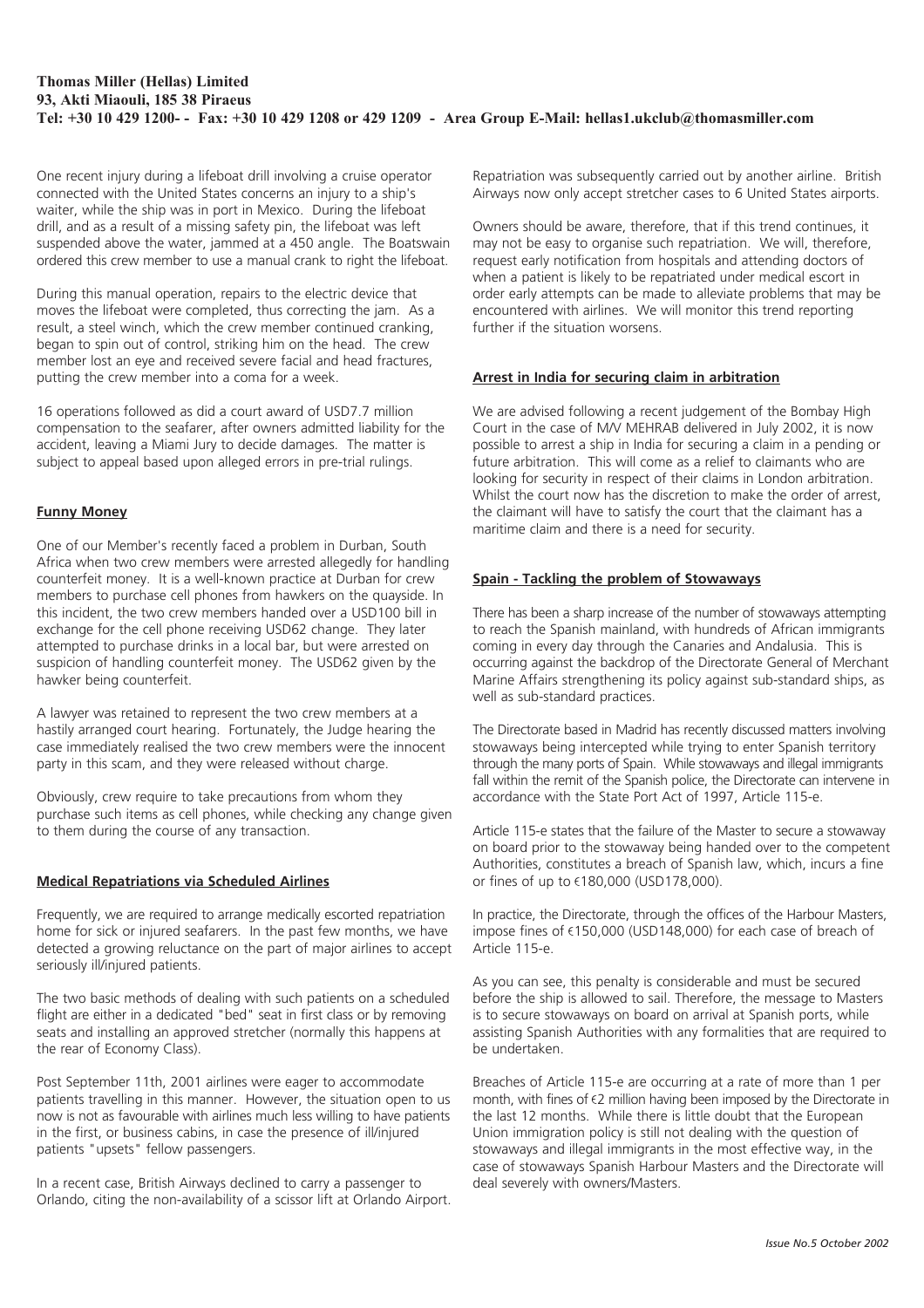**Thomas Miller (Hellas) Limited**
**93, Akti Miaouli, 185 38 Piraeus**
**Tel: +30 10 429 1200- - Fax: +30 10 429 1208 or 429 1209 - Area Group E-Mail: hellas1.ukclub@thomasmiller.com**

One recent injury during a lifeboat drill involving a cruise operator connected with the United States concerns an injury to a ship's waiter, while the ship was in port in Mexico. During the lifeboat drill, and as a result of a missing safety pin, the lifeboat was left suspended above the water, jammed at a 450 angle. The Boatswain ordered this crew member to use a manual crank to right the lifeboat.

During this manual operation, repairs to the electric device that moves the lifeboat were completed, thus correcting the jam. As a result, a steel winch, which the crew member continued cranking, began to spin out of control, striking him on the head. The crew member lost an eye and received severe facial and head fractures, putting the crew member into a coma for a week.

16 operations followed as did a court award of USD7.7 million compensation to the seafarer, after owners admitted liability for the accident, leaving a Miami Jury to decide damages. The matter is subject to appeal based upon alleged errors in pre-trial rulings.

## Funny Money

One of our Member's recently faced a problem in Durban, South Africa when two crew members were arrested allegedly for handling counterfeit money. It is a well-known practice at Durban for crew members to purchase cell phones from hawkers on the quayside. In this incident, the two crew members handed over a USD100 bill in exchange for the cell phone receiving USD62 change. They later attempted to purchase drinks in a local bar, but were arrested on suspicion of handling counterfeit money. The USD62 given by the hawker being counterfeit.

A lawyer was retained to represent the two crew members at a hastily arranged court hearing. Fortunately, the Judge hearing the case immediately realised the two crew members were the innocent party in this scam, and they were released without charge.

Obviously, crew require to take precautions from whom they purchase such items as cell phones, while checking any change given to them during the course of any transaction.

## Medical Repatriations via Scheduled Airlines

Frequently, we are required to arrange medically escorted repatriation home for sick or injured seafarers. In the past few months, we have detected a growing reluctance on the part of major airlines to accept seriously ill/injured patients.

The two basic methods of dealing with such patients on a scheduled flight are either in a dedicated "bed" seat in first class or by removing seats and installing an approved stretcher (normally this happens at the rear of Economy Class).

Post September 11th, 2001 airlines were eager to accommodate patients travelling in this manner. However, the situation open to us now is not as favourable with airlines much less willing to have patients in the first, or business cabins, in case the presence of ill/injured patients "upsets" fellow passengers.

In a recent case, British Airways declined to carry a passenger to Orlando, citing the non-availability of a scissor lift at Orlando Airport. Repatriation was subsequently carried out by another airline. British Airways now only accept stretcher cases to 6 United States airports.

Owners should be aware, therefore, that if this trend continues, it may not be easy to organise such repatriation. We will, therefore, request early notification from hospitals and attending doctors of when a patient is likely to be repatriated under medical escort in order early attempts can be made to alleviate problems that may be encountered with airlines. We will monitor this trend reporting further if the situation worsens.

## Arrest in India for securing claim in arbitration

We are advised following a recent judgement of the Bombay High Court in the case of M/V MEHRAB delivered in July 2002, it is now possible to arrest a ship in India for securing a claim in a pending or future arbitration. This will come as a relief to claimants who are looking for security in respect of their claims in London arbitration. Whilst the court now has the discretion to make the order of arrest, the claimant will have to satisfy the court that the claimant has a maritime claim and there is a need for security.

## Spain - Tackling the problem of Stowaways

There has been a sharp increase of the number of stowaways attempting to reach the Spanish mainland, with hundreds of African immigrants coming in every day through the Canaries and Andalusia. This is occurring against the backdrop of the Directorate General of Merchant Marine Affairs strengthening its policy against sub-standard ships, as well as sub-standard practices.

The Directorate based in Madrid has recently discussed matters involving stowaways being intercepted while trying to enter Spanish territory through the many ports of Spain. While stowaways and illegal immigrants fall within the remit of the Spanish police, the Directorate can intervene in accordance with the State Port Act of 1997, Article 115-e.

Article 115-e states that the failure of the Master to secure a stowaway on board prior to the stowaway being handed over to the competent Authorities, constitutes a breach of Spanish law, which, incurs a fine or fines of up to €180,000 (USD178,000).

In practice, the Directorate, through the offices of the Harbour Masters, impose fines of €150,000 (USD148,000) for each case of breach of Article 115-e.

As you can see, this penalty is considerable and must be secured before the ship is allowed to sail. Therefore, the message to Masters is to secure stowaways on board on arrival at Spanish ports, while assisting Spanish Authorities with any formalities that are required to be undertaken.

Breaches of Article 115-e are occurring at a rate of more than 1 per month, with fines of €2 million having been imposed by the Directorate in the last 12 months. While there is little doubt that the European Union immigration policy is still not dealing with the question of stowaways and illegal immigrants in the most effective way, in the case of stowaways Spanish Harbour Masters and the Directorate will deal severely with owners/Masters.

*Issue No.5 October 2002*